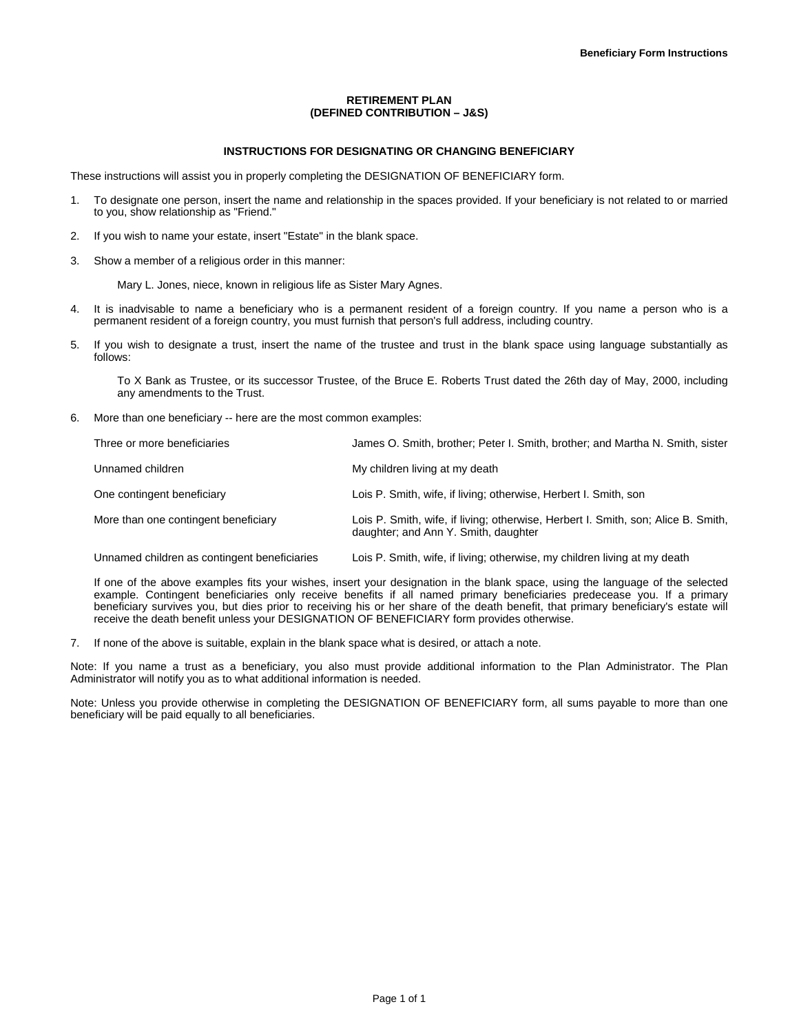**Beneficiary Form Instructions**

# RETIREMENT PLAN
# (DEFINED CONTRIBUTION – J&S)

## INSTRUCTIONS FOR DESIGNATING OR CHANGING BENEFICIARY

These instructions will assist you in properly completing the DESIGNATION OF BENEFICIARY form.

1. To designate one person, insert the name and relationship in the spaces provided. If your beneficiary is not related to or married to you, show relationship as "Friend."

2. If you wish to name your estate, insert "Estate" in the blank space.

3. Show a member of a religious order in this manner:

   Mary L. Jones, niece, known in religious life as Sister Mary Agnes.

4. It is inadvisable to name a beneficiary who is a permanent resident of a foreign country. If you name a person who is a permanent resident of a foreign country, you must furnish that person's full address, including country.

5. If you wish to designate a trust, insert the name of the trustee and trust in the blank space using language substantially as follows:

   To X Bank as Trustee, or its successor Trustee, of the Bruce E. Roberts Trust dated the 26th day of May, 2000, including any amendments to the Trust.

6. More than one beneficiary -- here are the most common examples:

| | |
|---|---|
| Three or more beneficiaries | James O. Smith, brother; Peter I. Smith, brother; and Martha N. Smith, sister |
| Unnamed children | My children living at my death |
| One contingent beneficiary | Lois P. Smith, wife, if living; otherwise, Herbert I. Smith, son |
| More than one contingent beneficiary | Lois P. Smith, wife, if living; otherwise, Herbert I. Smith, son; Alice B. Smith, daughter; and Ann Y. Smith, daughter |
| Unnamed children as contingent beneficiaries | Lois P. Smith, wife, if living; otherwise, my children living at my death |

   If one of the above examples fits your wishes, insert your designation in the blank space, using the language of the selected example. Contingent beneficiaries only receive benefits if all named primary beneficiaries predecease you. If a primary beneficiary survives you, but dies prior to receiving his or her share of the death benefit, that primary beneficiary's estate will receive the death benefit unless your DESIGNATION OF BENEFICIARY form provides otherwise.

7. If none of the above is suitable, explain in the blank space what is desired, or attach a note.

Note: If you name a trust as a beneficiary, you also must provide additional information to the Plan Administrator. The Plan Administrator will notify you as to what additional information is needed.

Note: Unless you provide otherwise in completing the DESIGNATION OF BENEFICIARY form, all sums payable to more than one beneficiary will be paid equally to all beneficiaries.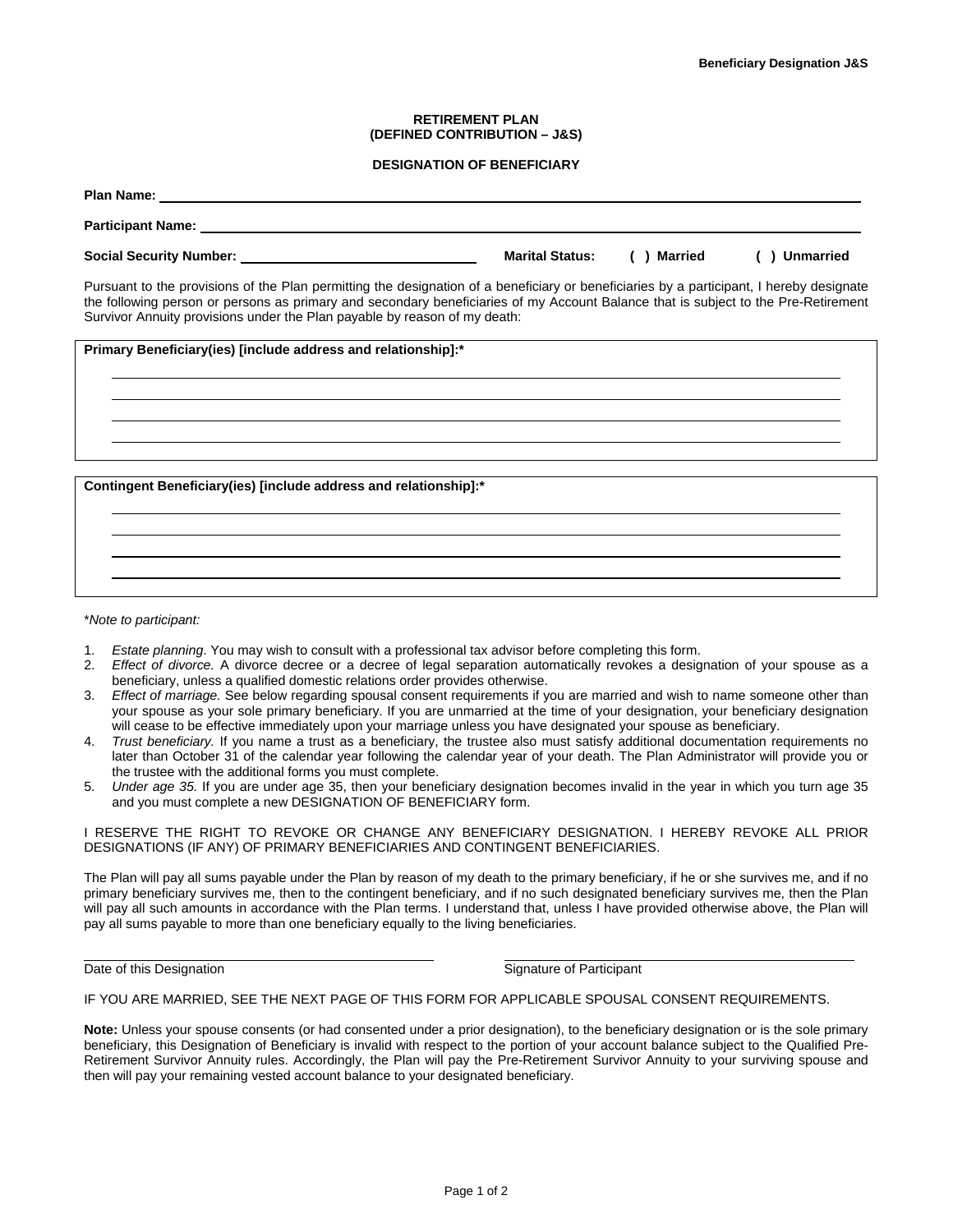**RETIREMENT PLAN**
**(DEFINED CONTRIBUTION – J&S)**

**DESIGNATION OF BENEFICIARY**

**Plan Name:** ____________________________________________

**Participant Name:** ____________________________________________

**Social Security Number:** ______________________ **Marital Status:** ( ) **Married** ( ) **Unmarried**

Pursuant to the provisions of the Plan permitting the designation of a beneficiary or beneficiaries by a participant, I hereby designate the following person or persons as primary and secondary beneficiaries of my Account Balance that is subject to the Pre-Retirement Survivor Annuity provisions under the Plan payable by reason of my death:

**Primary Beneficiary(ies) [include address and relationship]:***

____________________________________________

____________________________________________

____________________________________________

____________________________________________

**Contingent Beneficiary(ies) [include address and relationship]:***

____________________________________________

____________________________________________

____________________________________________

____________________________________________

**Note to participant:*

1. *Estate planning*. You may wish to consult with a professional tax advisor before completing this form.
2. *Effect of divorce.* A divorce decree or a decree of legal separation automatically revokes a designation of your spouse as a beneficiary, unless a qualified domestic relations order provides otherwise.
3. *Effect of marriage.* See below regarding spousal consent requirements if you are married and wish to name someone other than your spouse as your sole primary beneficiary. If you are unmarried at the time of your designation, your beneficiary designation will cease to be effective immediately upon your marriage unless you have designated your spouse as beneficiary.
4. *Trust beneficiary.* If you name a trust as a beneficiary, the trustee also must satisfy additional documentation requirements no later than October 31 of the calendar year following the calendar year of your death. The Plan Administrator will provide you or the trustee with the additional forms you must complete.
5. *Under age 35.* If you are under age 35, then your beneficiary designation becomes invalid in the year in which you turn age 35 and you must complete a new DESIGNATION OF BENEFICIARY form.

I RESERVE THE RIGHT TO REVOKE OR CHANGE ANY BENEFICIARY DESIGNATION. I HEREBY REVOKE ALL PRIOR DESIGNATIONS (IF ANY) OF PRIMARY BENEFICIARIES AND CONTINGENT BENEFICIARIES.

The Plan will pay all sums payable under the Plan by reason of my death to the primary beneficiary, if he or she survives me, and if no primary beneficiary survives me, then to the contingent beneficiary, and if no such designated beneficiary survives me, then the Plan will pay all such amounts in accordance with the Plan terms. I understand that, unless I have provided otherwise above, the Plan will pay all sums payable to more than one beneficiary equally to the living beneficiaries.

______________________________ ______________________________
Date of this Designation Signature of Participant

IF YOU ARE MARRIED, SEE THE NEXT PAGE OF THIS FORM FOR APPLICABLE SPOUSAL CONSENT REQUIREMENTS.

**Note:** Unless your spouse consents (or had consented under a prior designation), to the beneficiary designation or is the sole primary beneficiary, this Designation of Beneficiary is invalid with respect to the portion of your account balance subject to the Qualified Pre-Retirement Survivor Annuity rules. Accordingly, the Plan will pay the Pre-Retirement Survivor Annuity to your surviving spouse and then will pay your remaining vested account balance to your designated beneficiary.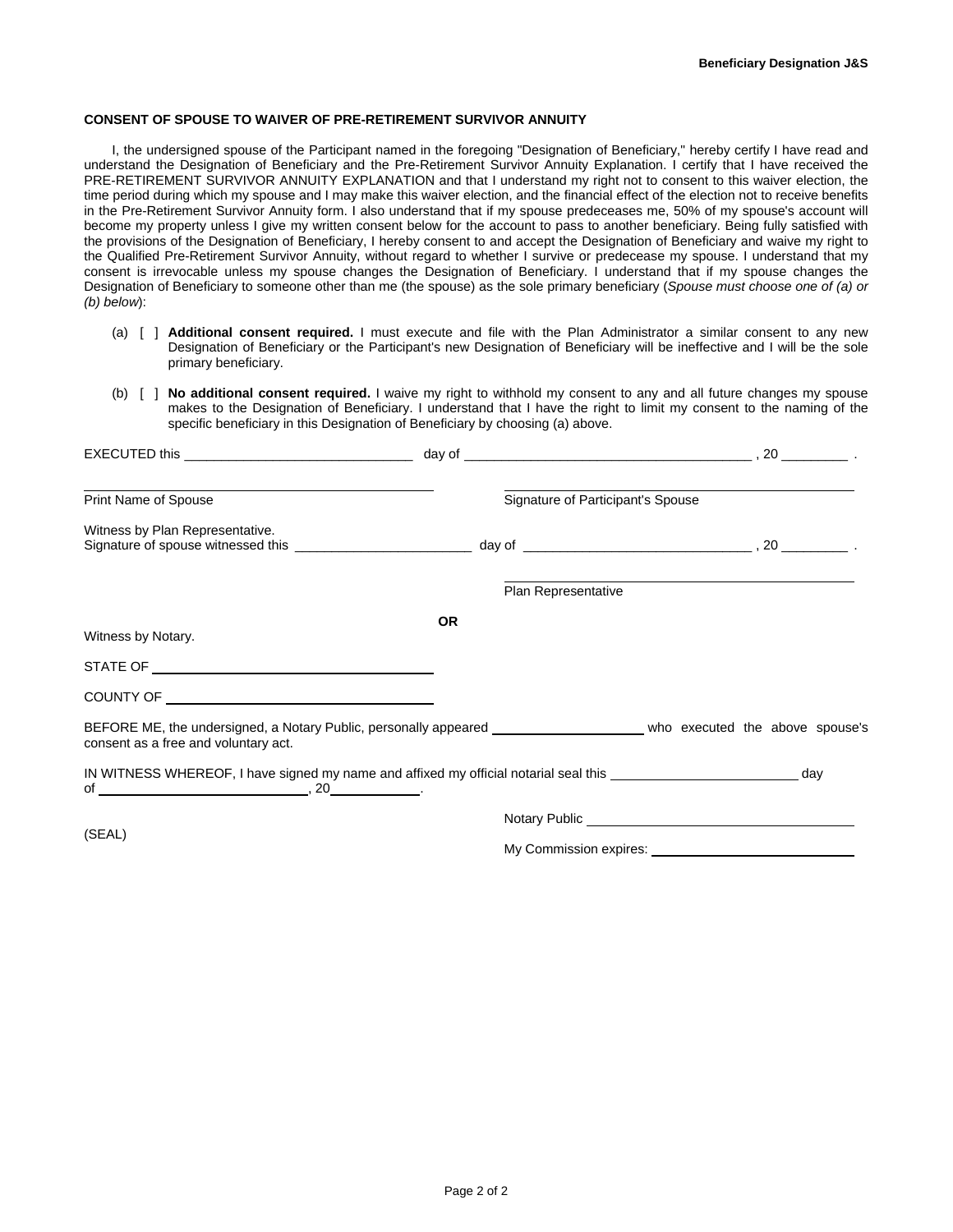## CONSENT OF SPOUSE TO WAIVER OF PRE-RETIREMENT SURVIVOR ANNUITY

I, the undersigned spouse of the Participant named in the foregoing "Designation of Beneficiary," hereby certify I have read and understand the Designation of Beneficiary and the Pre-Retirement Survivor Annuity Explanation. I certify that I have received the PRE-RETIREMENT SURVIVOR ANNUITY EXPLANATION and that I understand my right not to consent to this waiver election, the time period during which my spouse and I may make this waiver election, and the financial effect of the election not to receive benefits in the Pre-Retirement Survivor Annuity form. I also understand that if my spouse predeceases me, 50% of my spouse's account will become my property unless I give my written consent below for the account to pass to another beneficiary. Being fully satisfied with the provisions of the Designation of Beneficiary, I hereby consent to and accept the Designation of Beneficiary and waive my right to the Qualified Pre-Retirement Survivor Annuity, without regard to whether I survive or predecease my spouse. I understand that my consent is irrevocable unless my spouse changes the Designation of Beneficiary. I understand that if my spouse changes the Designation of Beneficiary to someone other than me (the spouse) as the sole primary beneficiary (*Spouse must choose one of (a) or (b) below*):

(a) [ ] **Additional consent required.** I must execute and file with the Plan Administrator a similar consent to any new Designation of Beneficiary or the Participant's new Designation of Beneficiary will be ineffective and I will be the sole primary beneficiary.

(b) [ ] **No additional consent required.** I waive my right to withhold my consent to any and all future changes my spouse makes to the Designation of Beneficiary. I understand that I have the right to limit my consent to the naming of the specific beneficiary in this Designation of Beneficiary by choosing (a) above.

EXECUTED this ______________________________ day of ______________________________________ , 20 _________ .

______________________________ Print Name of Spouse

______________________________ Signature of Participant's Spouse

Witness by Plan Representative.
Signature of spouse witnessed this ________________________ day of ______________________________ , 20 _________ .

______________________________ Plan Representative

**OR**

Witness by Notary.

STATE OF ______________________________

COUNTY OF ______________________________

BEFORE ME, the undersigned, a Notary Public, personally appeared ____________________ who executed the above spouse's consent as a free and voluntary act.

IN WITNESS WHEREOF, I have signed my name and affixed my official notarial seal this ________________________ day of ____________________________, 20____________.

(SEAL)

Notary Public ______________________________

My Commission expires: ______________________________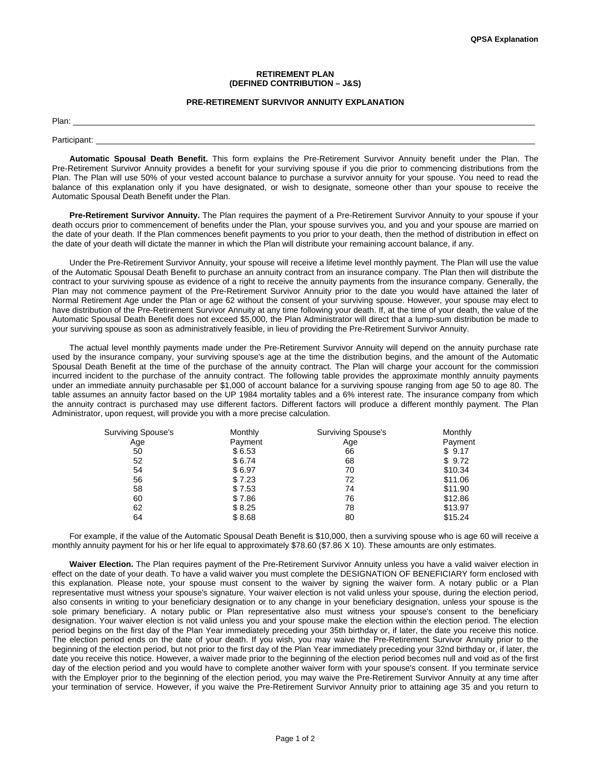QPSA Explanation

**RETIREMENT PLAN**
**(DEFINED CONTRIBUTION – J&S)**

**PRE-RETIREMENT SURVIVOR ANNUITY EXPLANATION**

Plan: ____________________________________________

Participant: ____________________________________________

**Automatic Spousal Death Benefit.** This form explains the Pre-Retirement Survivor Annuity benefit under the Plan. The Pre-Retirement Survivor Annuity provides a benefit for your surviving spouse if you die prior to commencing distributions from the Plan. The Plan will use 50% of your vested account balance to purchase a survivor annuity for your spouse. You need to read the balance of this explanation only if you have designated, or wish to designate, someone other than your spouse to receive the Automatic Spousal Death Benefit under the Plan.

**Pre-Retirement Survivor Annuity.** The Plan requires the payment of a Pre-Retirement Survivor Annuity to your spouse if your death occurs prior to commencement of benefits under the Plan, your spouse survives you, and you and your spouse are married on the date of your death. If the Plan commences benefit payments to you prior to your death, then the method of distribution in effect on the date of your death will dictate the manner in which the Plan will distribute your remaining account balance, if any.

Under the Pre-Retirement Survivor Annuity, your spouse will receive a lifetime level monthly payment. The Plan will use the value of the Automatic Spousal Death Benefit to purchase an annuity contract from an insurance company. The Plan then will distribute the contract to your surviving spouse as evidence of a right to receive the annuity payments from the insurance company. Generally, the Plan may not commence payment of the Pre-Retirement Survivor Annuity prior to the date you would have attained the later of Normal Retirement Age under the Plan or age 62 without the consent of your surviving spouse. However, your spouse may elect to have distribution of the Pre-Retirement Survivor Annuity at any time following your death. If, at the time of your death, the value of the Automatic Spousal Death Benefit does not exceed $5,000, the Plan Administrator will direct that a lump-sum distribution be made to your surviving spouse as soon as administratively feasible, in lieu of providing the Pre-Retirement Survivor Annuity.

The actual level monthly payments made under the Pre-Retirement Survivor Annuity will depend on the annuity purchase rate used by the insurance company, your surviving spouse's age at the time the distribution begins, and the amount of the Automatic Spousal Death Benefit at the time of the purchase of the annuity contract. The Plan will charge your account for the commission incurred incident to the purchase of the annuity contract. The following table provides the approximate monthly annuity payments under an immediate annuity purchasable per $1,000 of account balance for a surviving spouse ranging from age 50 to age 80. The table assumes an annuity factor based on the UP 1984 mortality tables and a 6% interest rate. The insurance company from which the annuity contract is purchased may use different factors. Different factors will produce a different monthly payment. The Plan Administrator, upon request, will provide you with a more precise calculation.

| Surviving Spouse's Age | Monthly Payment | Surviving Spouse's Age | Monthly Payment |
|---|---|---|---|
| 50 | $ 6.53 | 66 | $ 9.17 |
| 52 | $ 6.74 | 68 | $ 9.72 |
| 54 | $ 6.97 | 70 | $10.34 |
| 56 | $ 7.23 | 72 | $11.06 |
| 58 | $ 7.53 | 74 | $11.90 |
| 60 | $ 7.86 | 76 | $12.86 |
| 62 | $ 8.25 | 78 | $13.97 |
| 64 | $ 8.68 | 80 | $15.24 |

For example, if the value of the Automatic Spousal Death Benefit is $10,000, then a surviving spouse who is age 60 will receive a monthly annuity payment for his or her life equal to approximately $78.60 ($7.86 X 10). These amounts are only estimates.

**Waiver Election.** The Plan requires payment of the Pre-Retirement Survivor Annuity unless you have a valid waiver election in effect on the date of your death. To have a valid waiver you must complete the DESIGNATION OF BENEFICIARY form enclosed with this explanation. Please note, your spouse must consent to the waiver by signing the waiver form. A notary public or a Plan representative must witness your spouse's signature. Your waiver election is not valid unless your spouse, during the election period, also consents in writing to your beneficiary designation or to any change in your beneficiary designation, unless your spouse is the sole primary beneficiary. A notary public or Plan representative also must witness your spouse's consent to the beneficiary designation. Your waiver election is not valid unless you and your spouse make the election within the election period. The election period begins on the first day of the Plan Year immediately preceding your 35th birthday or, if later, the date you receive this notice. The election period ends on the date of your death. If you wish, you may waive the Pre-Retirement Survivor Annuity prior to the beginning of the election period, but not prior to the first day of the Plan Year immediately preceding your 32nd birthday or, if later, the date you receive this notice. However, a waiver made prior to the beginning of the election period becomes null and void as of the first day of the election period and you would have to complete another waiver form with your spouse's consent. If you terminate service with the Employer prior to the beginning of the election period, you may waive the Pre-Retirement Survivor Annuity at any time after your termination of service. However, if you waive the Pre-Retirement Survivor Annuity prior to attaining age 35 and you return to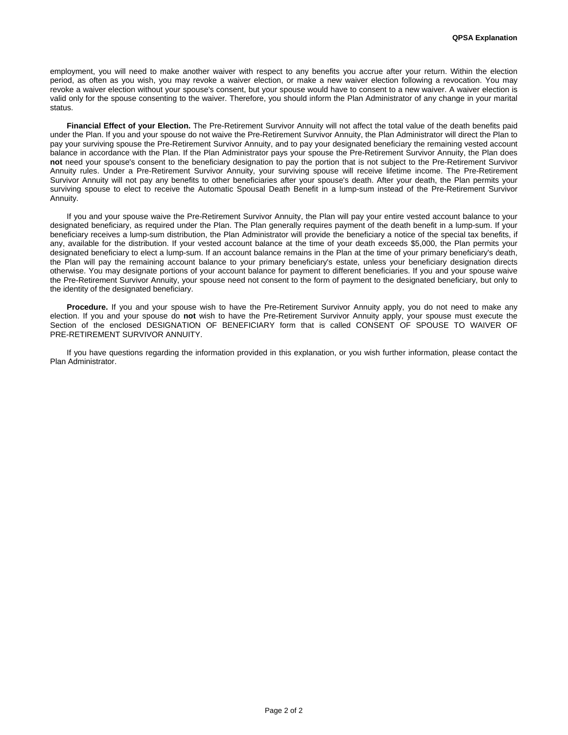employment, you will need to make another waiver with respect to any benefits you accrue after your return. Within the election period, as often as you wish, you may revoke a waiver election, or make a new waiver election following a revocation. You may revoke a waiver election without your spouse's consent, but your spouse would have to consent to a new waiver. A waiver election is valid only for the spouse consenting to the waiver. Therefore, you should inform the Plan Administrator of any change in your marital status.

**Financial Effect of your Election.** The Pre-Retirement Survivor Annuity will not affect the total value of the death benefits paid under the Plan. If you and your spouse do not waive the Pre-Retirement Survivor Annuity, the Plan Administrator will direct the Plan to pay your surviving spouse the Pre-Retirement Survivor Annuity, and to pay your designated beneficiary the remaining vested account balance in accordance with the Plan. If the Plan Administrator pays your spouse the Pre-Retirement Survivor Annuity, the Plan does **not** need your spouse's consent to the beneficiary designation to pay the portion that is not subject to the Pre-Retirement Survivor Annuity rules. Under a Pre-Retirement Survivor Annuity, your surviving spouse will receive lifetime income. The Pre-Retirement Survivor Annuity will not pay any benefits to other beneficiaries after your spouse's death. After your death, the Plan permits your surviving spouse to elect to receive the Automatic Spousal Death Benefit in a lump-sum instead of the Pre-Retirement Survivor Annuity.

If you and your spouse waive the Pre-Retirement Survivor Annuity, the Plan will pay your entire vested account balance to your designated beneficiary, as required under the Plan. The Plan generally requires payment of the death benefit in a lump-sum. If your beneficiary receives a lump-sum distribution, the Plan Administrator will provide the beneficiary a notice of the special tax benefits, if any, available for the distribution. If your vested account balance at the time of your death exceeds $5,000, the Plan permits your designated beneficiary to elect a lump-sum. If an account balance remains in the Plan at the time of your primary beneficiary's death, the Plan will pay the remaining account balance to your primary beneficiary's estate, unless your beneficiary designation directs otherwise. You may designate portions of your account balance for payment to different beneficiaries. If you and your spouse waive the Pre-Retirement Survivor Annuity, your spouse need not consent to the form of payment to the designated beneficiary, but only to the identity of the designated beneficiary.

**Procedure.** If you and your spouse wish to have the Pre-Retirement Survivor Annuity apply, you do not need to make any election. If you and your spouse do **not** wish to have the Pre-Retirement Survivor Annuity apply, your spouse must execute the Section of the enclosed DESIGNATION OF BENEFICIARY form that is called CONSENT OF SPOUSE TO WAIVER OF PRE-RETIREMENT SURVIVOR ANNUITY.

If you have questions regarding the information provided in this explanation, or you wish further information, please contact the Plan Administrator.